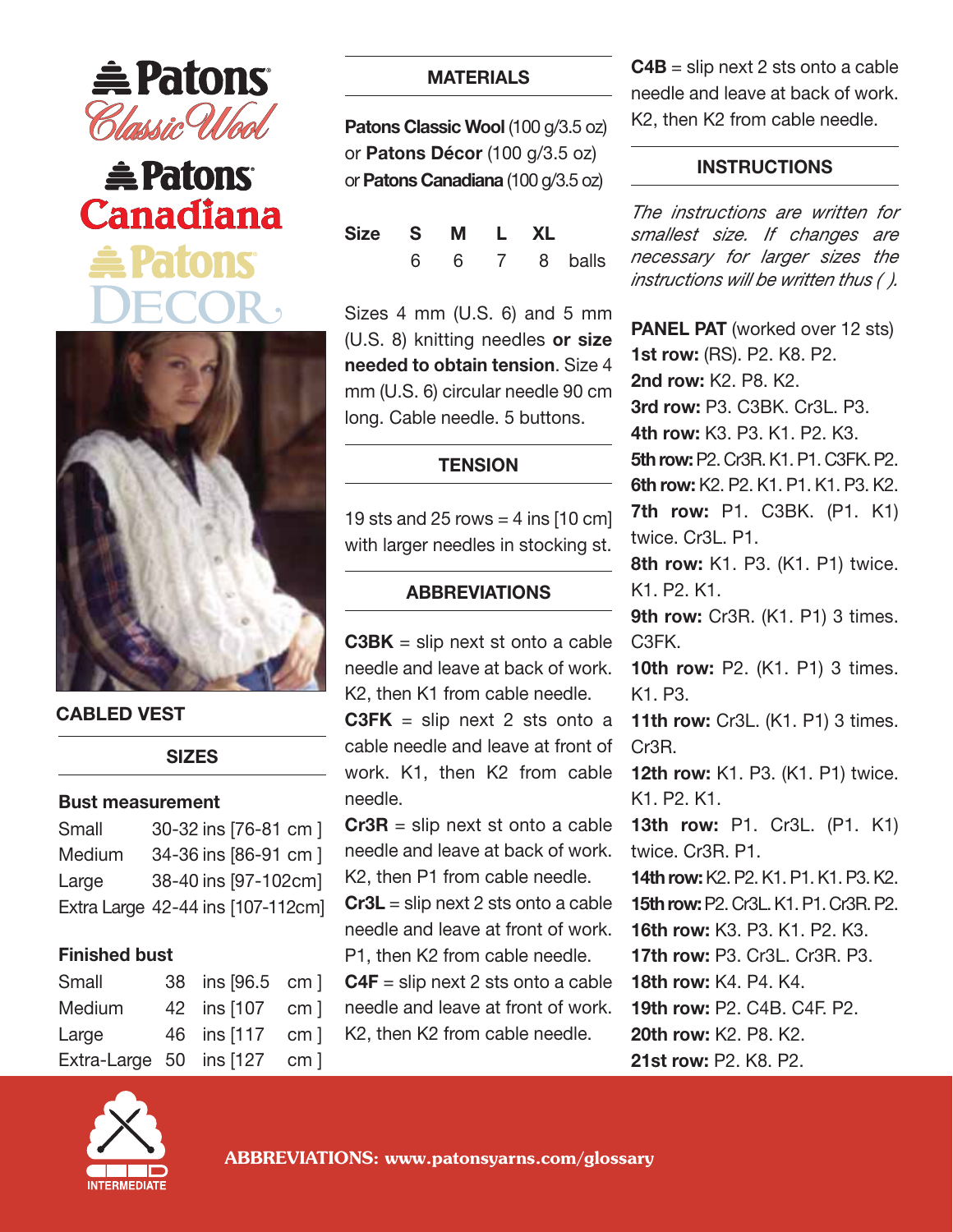# Patons Classic Wool / Patons Canadiana / Patons Decor

## CABLED VEST

### SIZES

**Bust measurement**

| | |
|---|---|
| Small | 30-32 ins [76-81 cm] |
| Medium | 34-36 ins [86-91 cm] |
| Large | 38-40 ins [97-102cm] |
| Extra Large | 42-44 ins [107-112cm] |

**Finished bust**

| | | | |
|---|---|---|---|
| Small | 38 | ins [96.5 | cm] |
| Medium | 42 | ins [107 | cm] |
| Large | 46 | ins [117 | cm] |
| Extra-Large | 50 | ins [127 | cm] |

### MATERIALS

**Patons Classic Wool** (100 g/3.5 oz) or **Patons Décor** (100 g/3.5 oz) or **Patons Canadiana** (100 g/3.5 oz)

| Size | S | M | L | XL | |
|---|---|---|---|---|---|
| | 6 | 6 | 7 | 8 | balls |

Sizes 4 mm (U.S. 6) and 5 mm (U.S. 8) knitting needles **or size needed to obtain tension**. Size 4 mm (U.S. 6) circular needle 90 cm long. Cable needle. 5 buttons.

### TENSION

19 sts and 25 rows = 4 ins [10 cm] with larger needles in stocking st.

### ABBREVIATIONS

**C3BK** = slip next st onto a cable needle and leave at back of work. K2, then K1 from cable needle.

**C3FK** = slip next 2 sts onto a cable needle and leave at front of work. K1, then K2 from cable needle.

**Cr3R** = slip next st onto a cable needle and leave at back of work. K2, then P1 from cable needle.

**Cr3L** = slip next 2 sts onto a cable needle and leave at front of work. P1, then K2 from cable needle.

**C4F** = slip next 2 sts onto a cable needle and leave at front of work. K2, then K2 from cable needle.

**C4B** = slip next 2 sts onto a cable needle and leave at back of work. K2, then K2 from cable needle.

### INSTRUCTIONS

*The instructions are written for smallest size. If changes are necessary for larger sizes the instructions will be written thus ( ).*

**PANEL PAT** (worked over 12 sts)

**1st row:** (RS). P2. K8. P2.
**2nd row:** K2. P8. K2.
**3rd row:** P3. C3BK. Cr3L. P3.
**4th row:** K3. P3. K1. P2. K3.
**5th row:** P2. Cr3R. K1. P1. C3FK. P2.
**6th row:** K2. P2. K1. P1. K1. P3. K2.
**7th row:** P1. C3BK. (P1. K1) twice. Cr3L. P1.
**8th row:** K1. P3. (K1. P1) twice. K1. P2. K1.
**9th row:** Cr3R. (K1. P1) 3 times. C3FK.
**10th row:** P2. (K1. P1) 3 times. K1. P3.
**11th row:** Cr3L. (K1. P1) 3 times. Cr3R.
**12th row:** K1. P3. (K1. P1) twice. K1. P2. K1.
**13th row:** P1. Cr3L. (P1. K1) twice. Cr3R. P1.
**14th row:** K2. P2. K1. P1. K1. P3. K2.
**15th row:** P2. Cr3L. K1. P1. Cr3R. P2.
**16th row:** K3. P3. K1. P2. K3.
**17th row:** P3. Cr3L. Cr3R. P3.
**18th row:** K4. P4. K4.
**19th row:** P2. C4B. C4F. P2.
**20th row:** K2. P8. K2.
**21st row:** P2. K8. P2.

INTERMEDIATE

**ABBREVIATIONS: www.patonsyarns.com/glossary**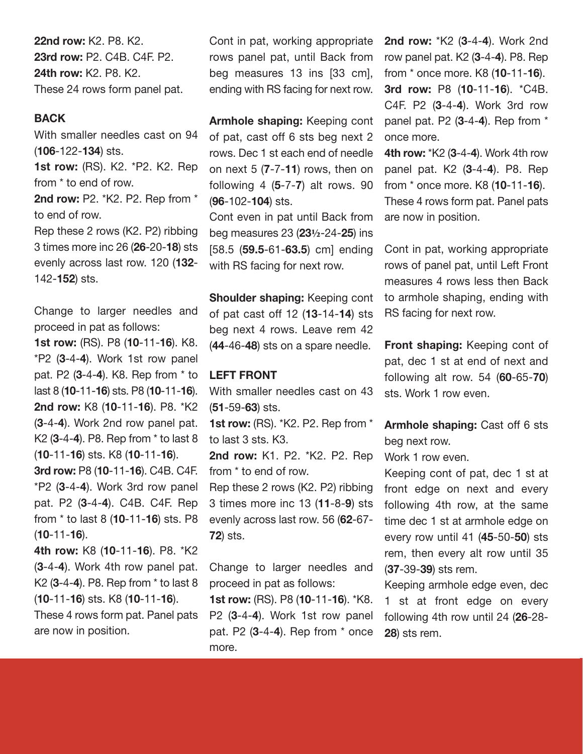**22nd row:** K2. P8. K2.
**23rd row:** P2. C4B. C4F. P2.
**24th row:** K2. P8. K2.
These 24 rows form panel pat.

**BACK**

With smaller needles cast on 94 (**106**-122-**134**) sts.

**1st row:** (RS). K2. *P2. K2. Rep from * to end of row.

**2nd row:** P2. *K2. P2. Rep from * to end of row.

Rep these 2 rows (K2. P2) ribbing 3 times more inc 26 (**26**-20-**18**) sts evenly across last row. 120 (**132**-142-**152**) sts.

Change to larger needles and proceed in pat as follows:

**1st row:** (RS). P8 (**10**-11-**16**). K8. *P2 (**3**-4-**4**). Work 1st row panel pat. P2 (**3**-4-**4**). K8. Rep from * to last 8 (**10**-11-**16**) sts. P8 (**10**-11-**16**).

**2nd row:** K8 (**10**-11-**16**). P8. *K2 (**3**-4-**4**). Work 2nd row panel pat. K2 (**3**-4-**4**). P8. Rep from * to last 8 (**10**-11-**16**) sts. K8 (**10**-11-**16**).

**3rd row:** P8 (**10**-11-**16**). C4B. C4F. *P2 (**3**-4-**4**). Work 3rd row panel pat. P2 (**3**-4-**4**). C4B. C4F. Rep from * to last 8 (**10**-11-**16**) sts. P8 (**10**-11-**16**).

**4th row:** K8 (**10**-11-**16**). P8. *K2 (**3**-4-**4**). Work 4th row panel pat. K2 (**3**-4-**4**). P8. Rep from * to last 8 (**10**-11-**16**) sts. K8 (**10**-11-**16**).

These 4 rows form pat. Panel pats are now in position.

Cont in pat, working appropriate rows panel pat, until Back from beg measures 13 ins [33 cm], ending with RS facing for next row.

**Armhole shaping:** Keeping cont of pat, cast off 6 sts beg next 2 rows. Dec 1 st each end of needle on next 5 (**7**-7-**11**) rows, then on following 4 (**5**-7-**7**) alt rows. 90 (**96**-102-**104**) sts.

Cont even in pat until Back from beg measures 23 (**23½**-24-**25**) ins [58.5 (**59.5**-61-**63.5**) cm] ending with RS facing for next row.

**Shoulder shaping:** Keeping cont of pat cast off 12 (**13**-14-**14**) sts beg next 4 rows. Leave rem 42 (**44**-46-**48**) sts on a spare needle.

**LEFT FRONT**

With smaller needles cast on 43 (**51**-59-**63**) sts.

**1st row:** (RS). *K2. P2. Rep from * to last 3 sts. K3.

**2nd row:** K1. P2. *K2. P2. Rep from * to end of row.

Rep these 2 rows (K2. P2) ribbing 3 times more inc 13 (**11**-8-**9**) sts evenly across last row. 56 (**62**-67-**72**) sts.

Change to larger needles and proceed in pat as follows:

**1st row:** (RS). P8 (**10**-11-**16**). *K8. P2 (**3**-4-**4**). Work 1st row panel pat. P2 (**3**-4-**4**). Rep from * once more.

**2nd row:** *K2 (**3**-4-**4**). Work 2nd row panel pat. K2 (**3**-4-**4**). P8. Rep from * once more. K8 (**10**-11-**16**).

**3rd row:** P8 (**10**-11-**16**). *C4B. C4F. P2 (**3**-4-**4**). Work 3rd row panel pat. P2 (**3**-4-**4**). Rep from * once more.

**4th row:** *K2 (**3**-4-**4**). Work 4th row panel pat. K2 (**3**-4-**4**). P8. Rep from * once more. K8 (**10**-11-**16**).

These 4 rows form pat. Panel pats are now in position.

Cont in pat, working appropriate rows of panel pat, until Left Front measures 4 rows less then Back to armhole shaping, ending with RS facing for next row.

**Front shaping:** Keeping cont of pat, dec 1 st at end of next and following alt row. 54 (**60**-65-**70**) sts. Work 1 row even.

**Armhole shaping:** Cast off 6 sts beg next row.

Work 1 row even.

Keeping cont of pat, dec 1 st at front edge on next and every following 4th row, at the same time dec 1 st at armhole edge on every row until 41 (**45**-50-**50**) sts rem, then every alt row until 35 (**37**-39-**39**) sts rem.

Keeping armhole edge even, dec 1 st at front edge on every following 4th row until 24 (**26**-28-**28**) sts rem.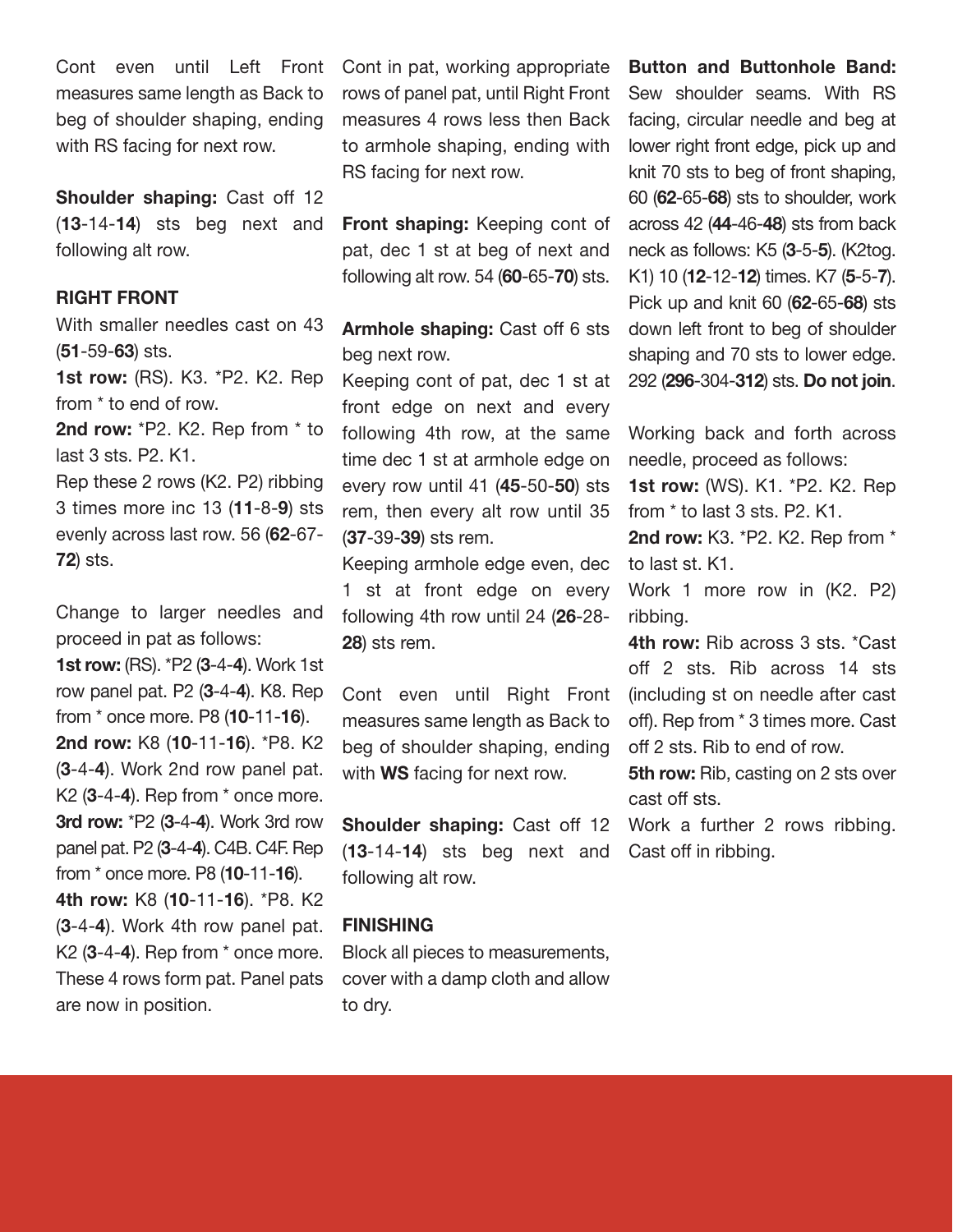Cont even until Left Front measures same length as Back to beg of shoulder shaping, ending with RS facing for next row.

**Shoulder shaping:** Cast off 12 (**13**-14-**14**) sts beg next and following alt row.

## RIGHT FRONT

With smaller needles cast on 43 (**51**-59-**63**) sts.

**1st row:** (RS). K3. *P2. K2. Rep from * to end of row.

**2nd row:** *P2. K2. Rep from * to last 3 sts. P2. K1.

Rep these 2 rows (K2. P2) ribbing 3 times more inc 13 (**11**-8-**9**) sts evenly across last row. 56 (**62**-67-**72**) sts.

Change to larger needles and proceed in pat as follows:

**1st row:** (RS). *P2 (**3**-4-**4**). Work 1st row panel pat. P2 (**3**-4-**4**). K8. Rep from * once more. P8 (**10**-11-**16**).

**2nd row:** K8 (**10**-11-**16**). *P8. K2 (**3**-4-**4**). Work 2nd row panel pat. K2 (**3**-4-**4**). Rep from * once more.

**3rd row:** *P2 (**3**-4-**4**). Work 3rd row panel pat. P2 (**3**-4-**4**). C4B. C4F. Rep from * once more. P8 (**10**-11-**16**).

**4th row:** K8 (**10**-11-**16**). *P8. K2 (**3**-4-**4**). Work 4th row panel pat. K2 (**3**-4-**4**). Rep from * once more.

These 4 rows form pat. Panel pats are now in position.

Cont in pat, working appropriate rows of panel pat, until Right Front measures 4 rows less then Back to armhole shaping, ending with RS facing for next row.

**Front shaping:** Keeping cont of pat, dec 1 st at beg of next and following alt row. 54 (**60**-65-**70**) sts.

**Armhole shaping:** Cast off 6 sts beg next row.

Keeping cont of pat, dec 1 st at front edge on next and every following 4th row, at the same time dec 1 st at armhole edge on every row until 41 (**45**-50-**50**) sts rem, then every alt row until 35 (**37**-39-**39**) sts rem.

Keeping armhole edge even, dec 1 st at front edge on every following 4th row until 24 (**26**-28-**28**) sts rem.

Cont even until Right Front measures same length as Back to beg of shoulder shaping, ending with **WS** facing for next row.

**Shoulder shaping:** Cast off 12 (**13**-14-**14**) sts beg next and following alt row.

## FINISHING

Block all pieces to measurements, cover with a damp cloth and allow to dry.

**Button and Buttonhole Band:** Sew shoulder seams. With RS facing, circular needle and beg at lower right front edge, pick up and knit 70 sts to beg of front shaping, 60 (**62**-65-**68**) sts to shoulder, work across 42 (**44**-46-**48**) sts from back neck as follows: K5 (**3**-5-**5**). (K2tog. K1) 10 (**12**-12-**12**) times. K7 (**5**-5-**7**). Pick up and knit 60 (**62**-65-**68**) sts down left front to beg of shoulder shaping and 70 sts to lower edge. 292 (**296**-304-**312**) sts. **Do not join**.

Working back and forth across needle, proceed as follows:

**1st row:** (WS). K1. *P2. K2. Rep from * to last 3 sts. P2. K1.

**2nd row:** K3. *P2. K2. Rep from * to last st. K1.

Work 1 more row in (K2. P2) ribbing.

**4th row:** Rib across 3 sts. *Cast off 2 sts. Rib across 14 sts (including st on needle after cast off). Rep from * 3 times more. Cast off 2 sts. Rib to end of row.

**5th row:** Rib, casting on 2 sts over cast off sts.

Work a further 2 rows ribbing. Cast off in ribbing.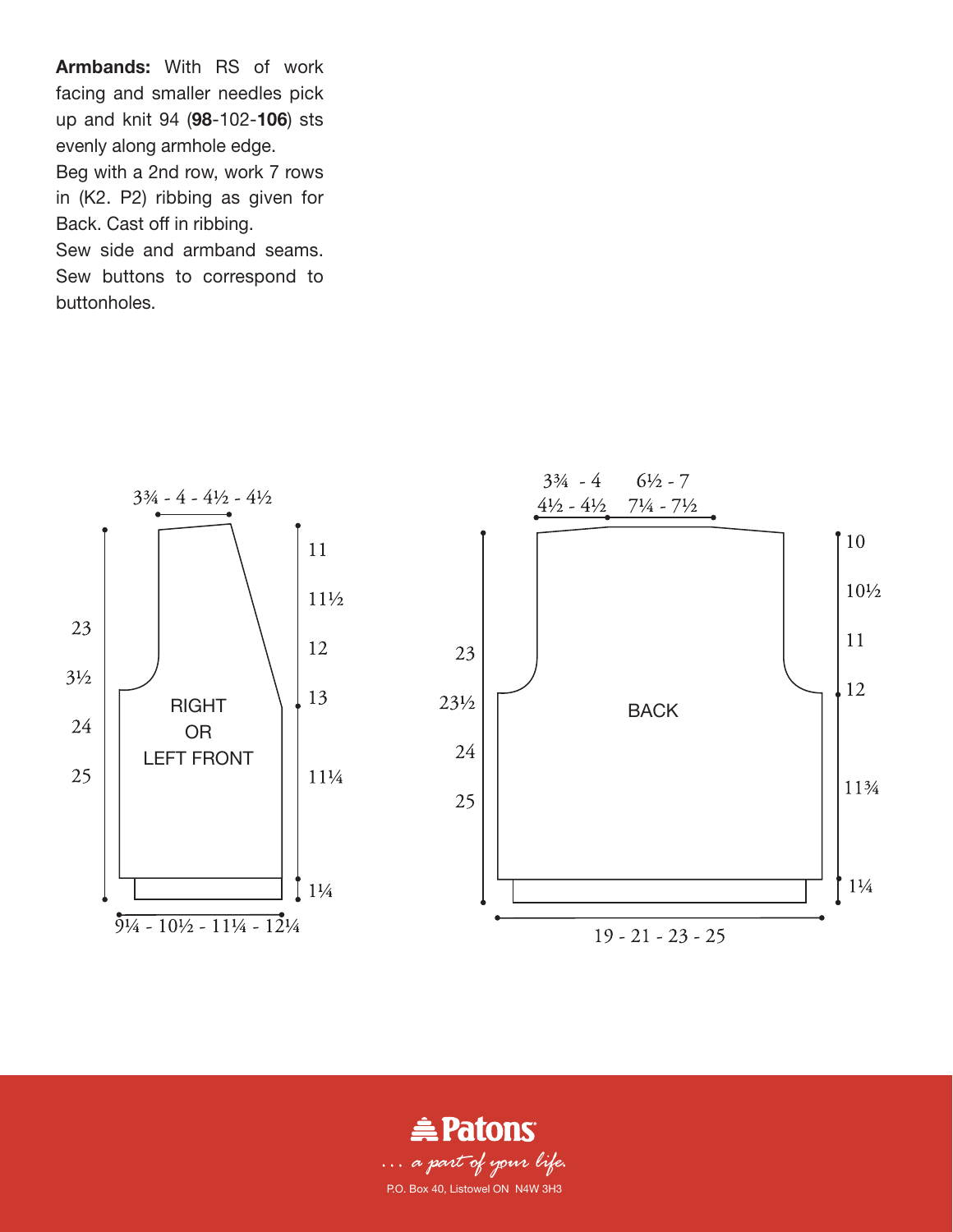**Armbands:** With RS of work facing and smaller needles pick up and knit 94 (**98**-102-**106**) sts evenly along armhole edge.

Beg with a 2nd row, work 7 rows in (K2. P2) ribbing as given for Back. Cast off in ribbing.

Sew side and armband seams. Sew buttons to correspond to buttonholes.

RIGHT OR LEFT FRONT

3¾ - 4 - 4½ - 4½

23
3½
24
25

11
11½
12
13

11¼

1¼

9¼ - 10½ - 11¼ - 12¼

BACK

3¾ - 4
4½ - 4½

6½ - 7
7¼ - 7½

23
23½
24
25

10
10½
11
12

11¾

1¼

19 - 21 - 23 - 25

Patons
. . . a part of your life.
P.O. Box 40, Listowel ON N4W 3H3